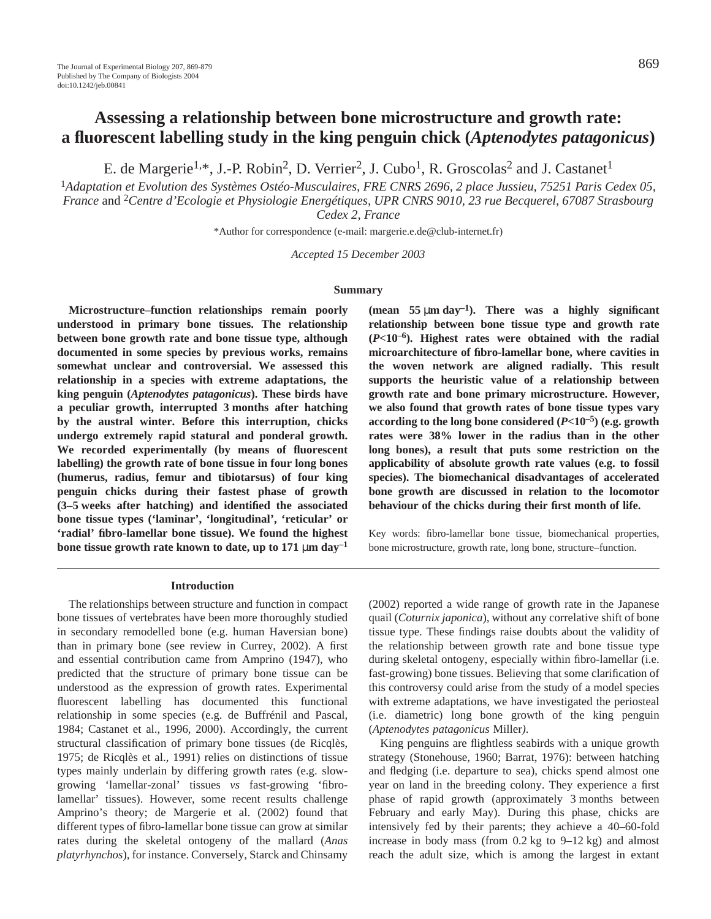# Assessing a relationship between bone microstructure and growth rate: a fluorescent labelling study in the king penguin chick (*Aptenodytes patagonicus*)

E. de Margerie[1,*], J.-P. Robin[2], D. Verrier[2], J. Cubo[1], R. Groscolas[2] and J. Castanet[1]

[1]*Adaptation et Evolution des Systèmes Ostéo-Musculaires, FRE CNRS 2696, 2 place Jussieu, 75251 Paris Cedex 05, France* and [2]*Centre d'Ecologie et Physiologie Energétiques, UPR CNRS 9010, 23 rue Becquerel, 67087 Strasbourg Cedex 2, France*

*Author for correspondence (e-mail: margerie.e.de@club-internet.fr)

*Accepted 15 December 2003*

## Summary

**Microstructure–function relationships remain poorly understood in primary bone tissues. The relationship between bone growth rate and bone tissue type, although documented in some species by previous works, remains somewhat unclear and controversial. We assessed this relationship in a species with extreme adaptations, the king penguin (*Aptenodytes patagonicus*). These birds have a peculiar growth, interrupted 3 months after hatching by the austral winter. Before this interruption, chicks undergo extremely rapid statural and ponderal growth. We recorded experimentally (by means of fluorescent labelling) the growth rate of bone tissue in four long bones (humerus, radius, femur and tibiotarsus) of four king penguin chicks during their fastest phase of growth (3–5 weeks after hatching) and identified the associated bone tissue types ('laminar', 'longitudinal', 'reticular' or 'radial' fibro-lamellar bone tissue). We found the highest bone tissue growth rate known to date, up to 171 μm day$^{-1}$ (mean 55 μm day$^{-1}$). There was a highly significant relationship between bone tissue type and growth rate ($P<10^{-6}$). Highest rates were obtained with the radial microarchitecture of fibro-lamellar bone, where cavities in the woven network are aligned radially. This result supports the heuristic value of a relationship between growth rate and bone primary microstructure. However, we also found that growth rates of bone tissue types vary according to the long bone considered ($P<10^{-5}$) (e.g. growth rates were 38% lower in the radius than in the other long bones), a result that puts some restriction on the applicability of absolute growth rate values (e.g. to fossil species). The biomechanical disadvantages of accelerated bone growth are discussed in relation to the locomotor behaviour of the chicks during their first month of life.**

Key words: fibro-lamellar bone tissue, biomechanical properties, bone microstructure, growth rate, long bone, structure–function.

## Introduction

The relationships between structure and function in compact bone tissues of vertebrates have been more thoroughly studied in secondary remodelled bone (e.g. human Haversian bone) than in primary bone (see review in Currey, 2002). A first and essential contribution came from Amprino (1947), who predicted that the structure of primary bone tissue can be understood as the expression of growth rates. Experimental fluorescent labelling has documented this functional relationship in some species (e.g. de Buffrénil and Pascal, 1984; Castanet et al., 1996, 2000). Accordingly, the current structural classification of primary bone tissues (de Ricqlès, 1975; de Ricqlès et al., 1991) relies on distinctions of tissue types mainly underlain by differing growth rates (e.g. slow-growing 'lamellar-zonal' tissues *vs* fast-growing 'fibro-lamellar' tissues). However, some recent results challenge Amprino's theory; de Margerie et al. (2002) found that different types of fibro-lamellar bone tissue can grow at similar rates during the skeletal ontogeny of the mallard (*Anas platyrhynchos*), for instance. Conversely, Starck and Chinsamy (2002) reported a wide range of growth rate in the Japanese quail (*Coturnix japonica*), without any correlative shift of bone tissue type. These findings raise doubts about the validity of the relationship between growth rate and bone tissue type during skeletal ontogeny, especially within fibro-lamellar (i.e. fast-growing) bone tissues. Believing that some clarification of this controversy could arise from the study of a model species with extreme adaptations, we have investigated the periosteal (i.e. diametric) long bone growth of the king penguin (*Aptenodytes patagonicus* Miller*)*.

King penguins are flightless seabirds with a unique growth strategy (Stonehouse, 1960; Barrat, 1976): between hatching and fledging (i.e. departure to sea), chicks spend almost one year on land in the breeding colony. They experience a first phase of rapid growth (approximately 3 months between February and early May). During this phase, chicks are intensively fed by their parents; they achieve a 40–60-fold increase in body mass (from 0.2 kg to 9–12 kg) and almost reach the adult size, which is among the largest in extant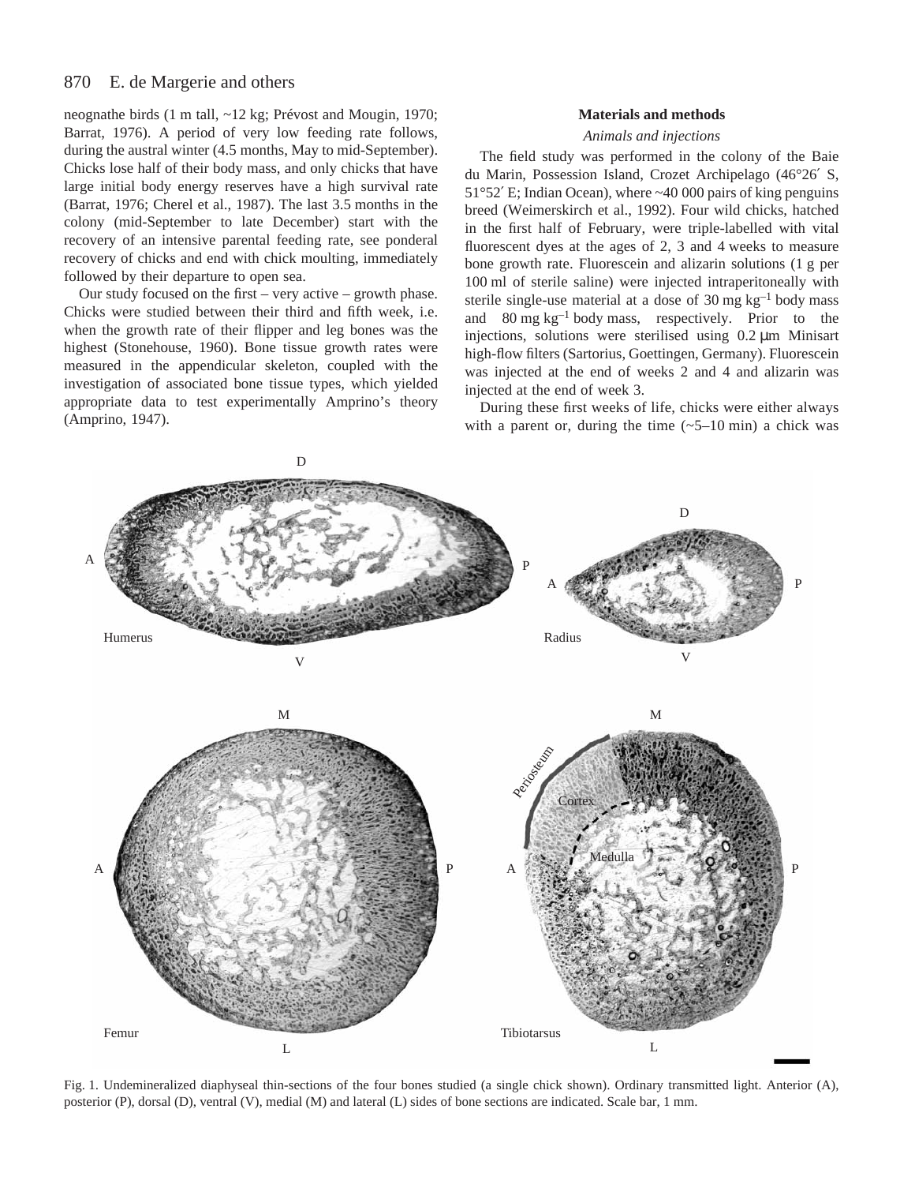neognathe birds (1 m tall, ~12 kg; Prévost and Mougin, 1970; Barrat, 1976). A period of very low feeding rate follows, during the austral winter (4.5 months, May to mid-September). Chicks lose half of their body mass, and only chicks that have large initial body energy reserves have a high survival rate (Barrat, 1976; Cherel et al., 1987). The last 3.5 months in the colony (mid-September to late December) start with the recovery of an intensive parental feeding rate, see ponderal recovery of chicks and end with chick moulting, immediately followed by their departure to open sea.

Our study focused on the first – very active – growth phase. Chicks were studied between their third and fifth week, i.e. when the growth rate of their flipper and leg bones was the highest (Stonehouse, 1960). Bone tissue growth rates were measured in the appendicular skeleton, coupled with the investigation of associated bone tissue types, which yielded appropriate data to test experimentally Amprino's theory (Amprino, 1947).

## Materials and methods

### *Animals and injections*

The field study was performed in the colony of the Baie du Marin, Possession Island, Crozet Archipelago (46°26′ S, 51°52′ E; Indian Ocean), where ~40 000 pairs of king penguins breed (Weimerskirch et al., 1992). Four wild chicks, hatched in the first half of February, were triple-labelled with vital fluorescent dyes at the ages of 2, 3 and 4 weeks to measure bone growth rate. Fluorescein and alizarin solutions (1 g per 100 ml of sterile saline) were injected intraperitoneally with sterile single-use material at a dose of 30 mg kg$^{-1}$ body mass and 80 mg kg$^{-1}$ body mass, respectively. Prior to the injections, solutions were sterilised using 0.2 μm Minisart high-flow filters (Sartorius, Goettingen, Germany). Fluorescein was injected at the end of weeks 2 and 4 and alizarin was injected at the end of week 3.

During these first weeks of life, chicks were either always with a parent or, during the time (~5–10 min) a chick was

Fig. 1. Undemineralized diaphyseal thin-sections of the four bones studied (a single chick shown). Ordinary transmitted light. Anterior (A), posterior (P), dorsal (D), ventral (V), medial (M) and lateral (L) sides of bone sections are indicated. Scale bar, 1 mm.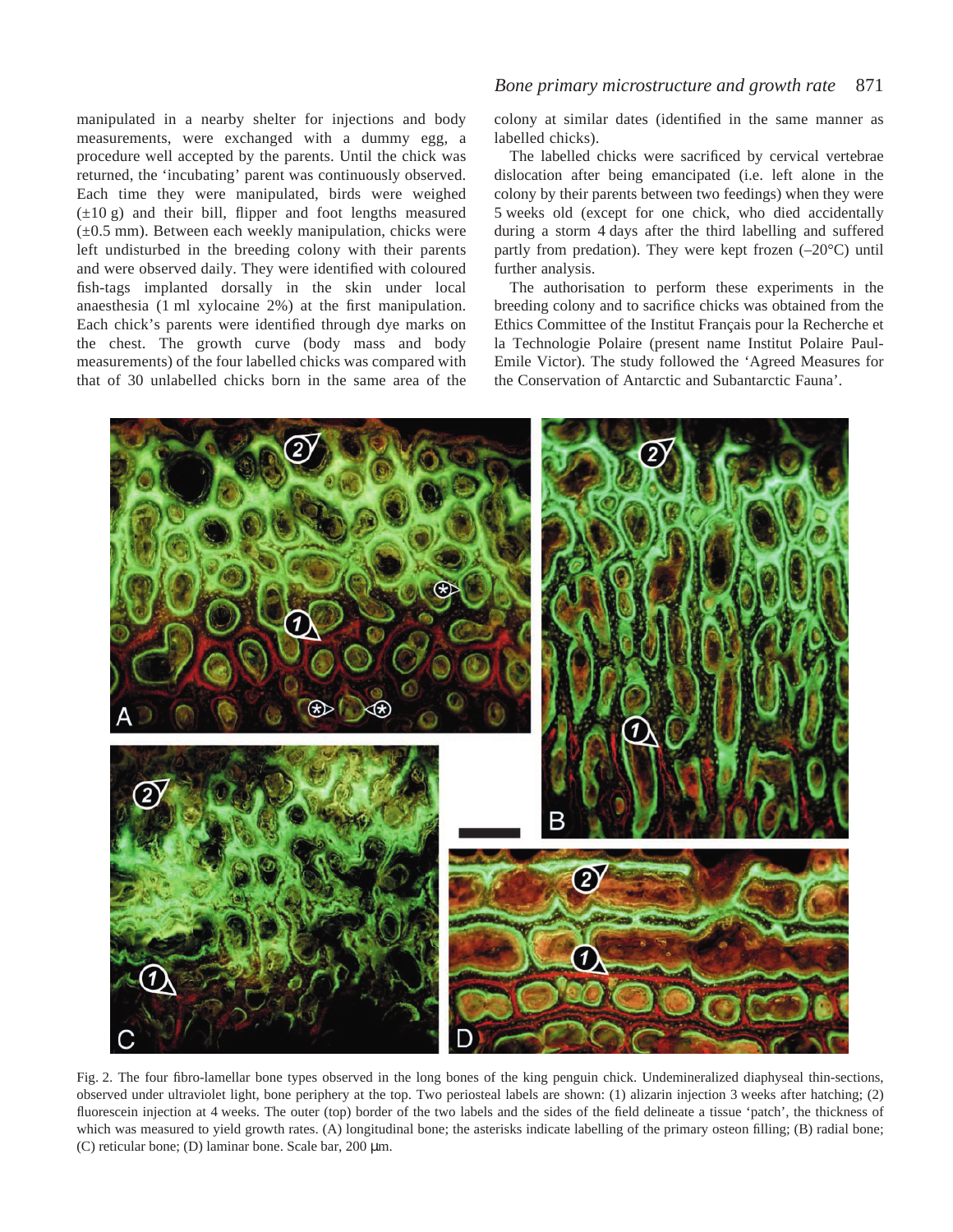manipulated in a nearby shelter for injections and body measurements, were exchanged with a dummy egg, a procedure well accepted by the parents. Until the chick was returned, the 'incubating' parent was continuously observed. Each time they were manipulated, birds were weighed (±10 g) and their bill, flipper and foot lengths measured (±0.5 mm). Between each weekly manipulation, chicks were left undisturbed in the breeding colony with their parents and were observed daily. They were identified with coloured fish-tags implanted dorsally in the skin under local anaesthesia (1 ml xylocaine 2%) at the first manipulation. Each chick's parents were identified through dye marks on the chest. The growth curve (body mass and body measurements) of the four labelled chicks was compared with that of 30 unlabelled chicks born in the same area of the colony at similar dates (identified in the same manner as labelled chicks).

The labelled chicks were sacrificed by cervical vertebrae dislocation after being emancipated (i.e. left alone in the colony by their parents between two feedings) when they were 5 weeks old (except for one chick, who died accidentally during a storm 4 days after the third labelling and suffered partly from predation). They were kept frozen (–20°C) until further analysis.

The authorisation to perform these experiments in the breeding colony and to sacrifice chicks was obtained from the Ethics Committee of the Institut Français pour la Recherche et la Technologie Polaire (present name Institut Polaire Paul-Emile Victor). The study followed the 'Agreed Measures for the Conservation of Antarctic and Subantarctic Fauna'.

Fig. 2. The four fibro-lamellar bone types observed in the long bones of the king penguin chick. Undemineralized diaphyseal thin-sections, observed under ultraviolet light, bone periphery at the top. Two periosteal labels are shown: (1) alizarin injection 3 weeks after hatching; (2) fluorescein injection at 4 weeks. The outer (top) border of the two labels and the sides of the field delineate a tissue 'patch', the thickness of which was measured to yield growth rates. (A) longitudinal bone; the asterisks indicate labelling of the primary osteon filling; (B) radial bone; (C) reticular bone; (D) laminar bone. Scale bar, 200 µm.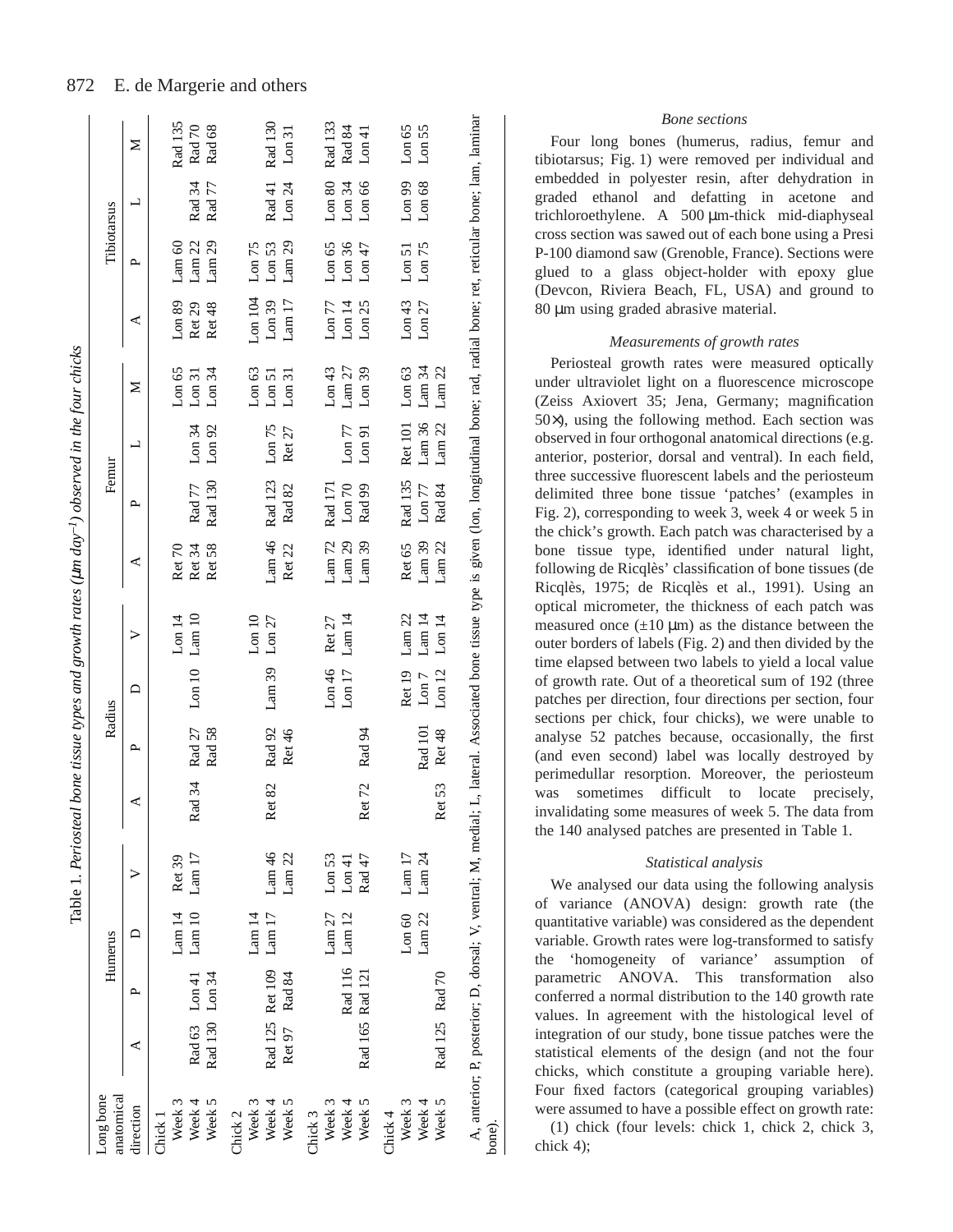**Table 1.** *Periosteal bone tissue types and growth rates (µm day⁻¹) observed in the four chicks*

| Long bone anatomical direction | Humerus | | | | Radius | | | | Femur | | | | Tibiotarsus | | | |
|---|---|---|---|---|---|---|---|---|---|---|---|---|---|---|---|---|
| | A | P | D | V | A | P | D | V | A | P | L | M | A | P | L | M |
| Chick 1 | | | | | | | | | | | | | | | | |
| Week 3 | | | Lam 14 | Ret 39 | | | | Lon 14 | Ret 70 | | | Lon 65 | Lon 89 | Lam 60 | | Rad 135 |
| Week 4 | Rad 63 | Lon 41 | Lam 10 | Lam 17 | Rad 34 | Rad 27 | Lon 10 | Lam 10 | Ret 34 | Rad 77 | Lon 34 | Lon 31 | Ret 29 | Lam 22 | Rad 34 | Rad 70 |
| Week 5 | Rad 130 | Lon 34 | | | | Rad 58 | | | Ret 58 | Rad 130 | Lon 92 | Lon 34 | Ret 48 | Lam 29 | Rad 77 | Rad 68 |
| Chick 2 | | | | | | | | | | | | | | | | |
| Week 3 | | | Lam 14 | | | | | Lon 10 | | | | Lon 63 | Lon 104 | Lon 75 | | |
| Week 4 | Rad 125 | Ret 109 | Lam 17 | Lam 46 | Ret 82 | Rad 92 | Lam 39 | Lon 27 | Lam 46 | Rad 123 | Lon 75 | Lon 51 | Lon 39 | Lon 53 | Rad 41 | Rad 130 |
| Week 5 | Ret 97 | Rad 84 | | Lam 22 | | Ret 46 | | | Ret 22 | Rad 82 | Ret 27 | Lon 31 | Lam 17 | Lam 29 | Lon 24 | Lon 31 |
| Chick 3 | | | | | | | | | | | | | | | | |
| Week 3 | | | Lam 27 | Lon 53 | | | Lon 46 | Ret 27 | Lam 72 | Rad 171 | | Lon 43 | Lon 77 | Lon 65 | Lon 80 | Rad 133 |
| Week 4 | | Rad 116 | Lam 12 | Lon 41 | | | Lon 17 | Lam 14 | Lam 29 | Lon 70 | Lon 77 | Lam 27 | Lon 14 | Lon 36 | Lon 34 | Rad 84 |
| Week 5 | Rad 165 | Rad 121 | | Rad 47 | Ret 72 | Rad 94 | | | Lam 39 | Rad 99 | Lon 91 | Lon 39 | Lon 25 | Lon 47 | Lon 66 | Lon 41 |
| Chick 4 | | | | | | | | | | | | | | | | |
| Week 3 | | | Lon 60 | Lam 17 | | | Ret 19 | Lam 22 | Ret 65 | Rad 135 | Ret 101 | Lon 63 | Lon 43 | Lon 51 | Lon 99 | Lon 65 |
| Week 4 | | | Lam 22 | Lam 24 | | Rad 101 | Lon 7 | Lam 14 | Lam 39 | Lon 77 | Lam 36 | Lam 34 | Lon 27 | Lon 75 | Lon 68 | Lon 55 |
| Week 5 | Rad 125 | Rad 70 | | | Ret 53 | Ret 48 | Lon 12 | Lon 14 | Lam 22 | Rad 84 | Lam 22 | Lam 22 | | | | |

A, anterior; P, posterior; D, dorsal; V, ventral; M, medial; L, lateral. Associated bone tissue type is given (lon, longitudinal bone; rad, radial bone; ret, reticular bone; lam, laminar bone).

### *Bone sections*

Four long bones (humerus, radius, femur and tibiotarsus; Fig. 1) were removed per individual and embedded in polyester resin, after dehydration in graded ethanol and defatting in acetone and trichloroethylene. A 500 µm-thick mid-diaphyseal cross section was sawed out of each bone using a Presi P-100 diamond saw (Grenoble, France). Sections were glued to a glass object-holder with epoxy glue (Devcon, Riviera Beach, FL, USA) and ground to 80 µm using graded abrasive material.

### *Measurements of growth rates*

Periosteal growth rates were measured optically under ultraviolet light on a fluorescence microscope (Zeiss Axiovert 35; Jena, Germany; magnification 50×), using the following method. Each section was observed in four orthogonal anatomical directions (e.g. anterior, posterior, dorsal and ventral). In each field, three successive fluorescent labels and the periosteum delimited three bone tissue 'patches' (examples in Fig. 2), corresponding to week 3, week 4 or week 5 in the chick's growth. Each patch was characterised by a bone tissue type, identified under natural light, following de Ricqlès' classification of bone tissues (de Ricqlès, 1975; de Ricqlès et al., 1991). Using an optical micrometer, the thickness of each patch was measured once (±10 µm) as the distance between the outer borders of labels (Fig. 2) and then divided by the time elapsed between two labels to yield a local value of growth rate. Out of a theoretical sum of 192 (three patches per direction, four directions per section, four sections per chick, four chicks), we were unable to analyse 52 patches because, occasionally, the first (and even second) label was locally destroyed by perimedullar resorption. Moreover, the periosteum was sometimes difficult to locate precisely, invalidating some measures of week 5. The data from the 140 analysed patches are presented in Table 1.

### *Statistical analysis*

We analysed our data using the following analysis of variance (ANOVA) design: growth rate (the quantitative variable) was considered as the dependent variable. Growth rates were log-transformed to satisfy the 'homogeneity of variance' assumption of parametric ANOVA. This transformation also conferred a normal distribution to the 140 growth rate values. In agreement with the histological level of integration of our study, bone tissue patches were the statistical elements of the design (and not the four chicks, which constitute a grouping variable here). Four fixed factors (categorical grouping variables) were assumed to have a possible effect on growth rate:

(1) chick (four levels: chick 1, chick 2, chick 3, chick 4);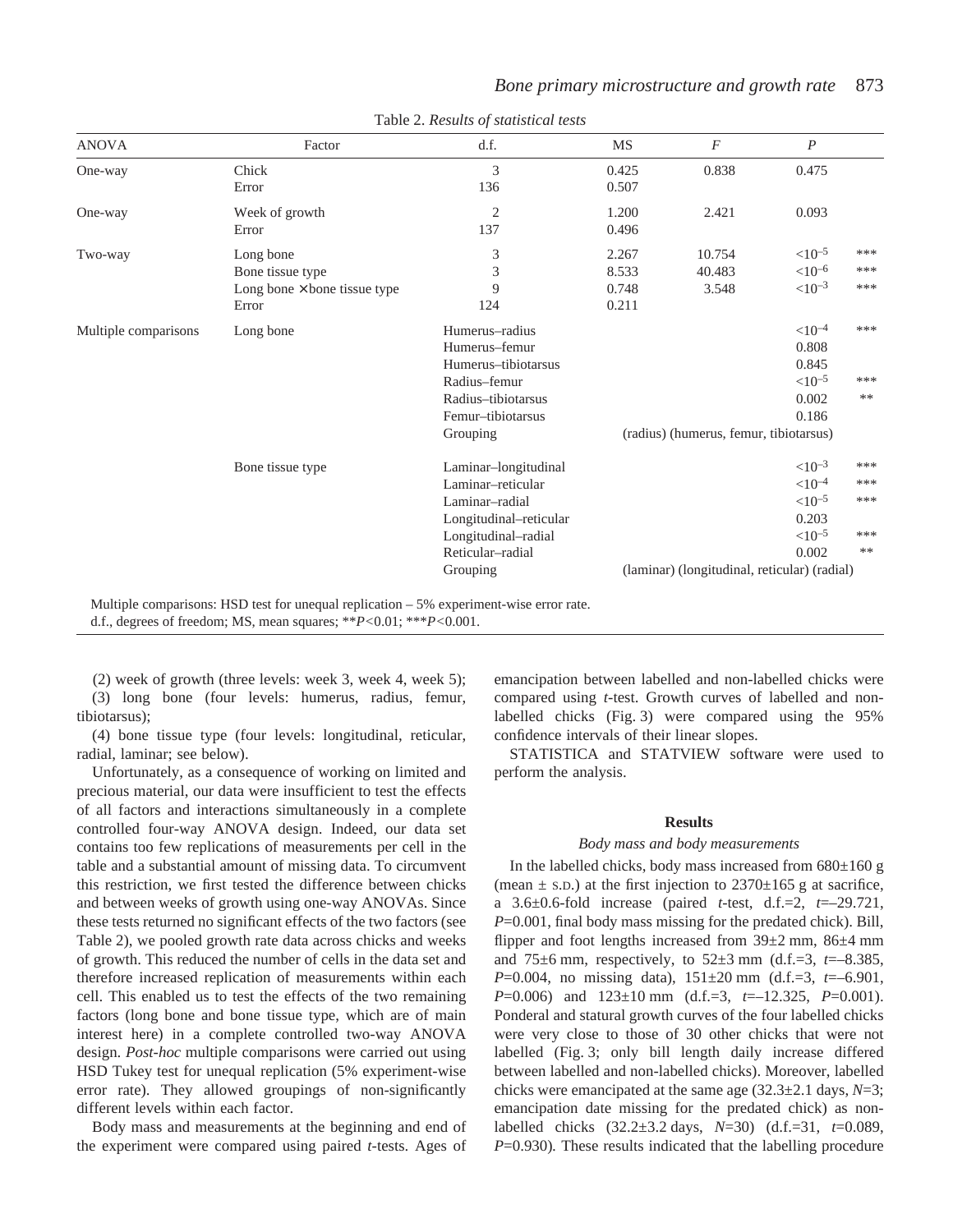Table 2. *Results of statistical tests*

| ANOVA | Factor | d.f. | MS | $F$ | $P$ | |
|---|---|---|---|---|---|---|
| One-way | Chick | 3 | 0.425 | 0.838 | 0.475 | |
| | Error | 136 | 0.507 | | | |
| One-way | Week of growth | 2 | 1.200 | 2.421 | 0.093 | |
| | Error | 137 | 0.496 | | | |
| Two-way | Long bone | 3 | 2.267 | 10.754 | $<10^{-5}$ | *** |
| | Bone tissue type | 3 | 8.533 | 40.483 | $<10^{-6}$ | *** |
| | Long bone × bone tissue type | 9 | 0.748 | 3.548 | $<10^{-3}$ | *** |
| | Error | 124 | 0.211 | | | |
| Multiple comparisons | Long bone | Humerus–radius | | | $<10^{-4}$ | *** |
| | | Humerus–femur | | | 0.808 | |
| | | Humerus–tibiotarsus | | | 0.845 | |
| | | Radius–femur | | | $<10^{-5}$ | *** |
| | | Radius–tibiotarsus | | | 0.002 | ** |
| | | Femur–tibiotarsus | | | 0.186 | |
| | | Grouping | (radius) (humerus, femur, tibiotarsus) | | | |
| | Bone tissue type | Laminar–longitudinal | | | $<10^{-3}$ | *** |
| | | Laminar–reticular | | | $<10^{-4}$ | *** |
| | | Laminar–radial | | | $<10^{-5}$ | *** |
| | | Longitudinal–reticular | | | 0.203 | |
| | | Longitudinal–radial | | | $<10^{-5}$ | *** |
| | | Reticular–radial | | | 0.002 | ** |
| | | Grouping | (laminar) (longitudinal, reticular) (radial) | | | |

Multiple comparisons: HSD test for unequal replication – 5% experiment-wise error rate.
d.f., degrees of freedom; MS, mean squares; **$P<0.01$; ***$P<0.001$.

(2) week of growth (three levels: week 3, week 4, week 5);
(3) long bone (four levels: humerus, radius, femur, tibiotarsus);
(4) bone tissue type (four levels: longitudinal, reticular, radial, laminar; see below).

Unfortunately, as a consequence of working on limited and precious material, our data were insufficient to test the effects of all factors and interactions simultaneously in a complete controlled four-way ANOVA design. Indeed, our data set contains too few replications of measurements per cell in the table and a substantial amount of missing data. To circumvent this restriction, we first tested the difference between chicks and between weeks of growth using one-way ANOVAs. Since these tests returned no significant effects of the two factors (see Table 2), we pooled growth rate data across chicks and weeks of growth. This reduced the number of cells in the data set and therefore increased replication of measurements within each cell. This enabled us to test the effects of the two remaining factors (long bone and bone tissue type, which are of main interest here) in a complete controlled two-way ANOVA design. *Post-hoc* multiple comparisons were carried out using HSD Tukey test for unequal replication (5% experiment-wise error rate). They allowed groupings of non-significantly different levels within each factor.

Body mass and measurements at the beginning and end of the experiment were compared using paired *t*-tests. Ages of emancipation between labelled and non-labelled chicks were compared using *t*-test. Growth curves of labelled and non-labelled chicks (Fig. 3) were compared using the 95% confidence intervals of their linear slopes.

STATISTICA and STATVIEW software were used to perform the analysis.

## Results

### *Body mass and body measurements*

In the labelled chicks, body mass increased from 680±160 g (mean ± S.D.) at the first injection to 2370±165 g at sacrifice, a 3.6±0.6-fold increase (paired *t*-test, d.f.=2, $t$=–29.721, $P$=0.001, final body mass missing for the predated chick). Bill, flipper and foot lengths increased from 39±2 mm, 86±4 mm and 75±6 mm, respectively, to 52±3 mm (d.f.=3, $t$=–8.385, $P$=0.004, no missing data), 151±20 mm (d.f.=3, $t$=–6.901, $P$=0.006) and 123±10 mm (d.f.=3, $t$=–12.325, $P$=0.001). Ponderal and statural growth curves of the four labelled chicks were very close to those of 30 other chicks that were not labelled (Fig. 3; only bill length daily increase differed between labelled and non-labelled chicks). Moreover, labelled chicks were emancipated at the same age (32.3±2.1 days, $N$=3; emancipation date missing for the predated chick) as non-labelled chicks (32.2±3.2 days, $N$=30) (d.f.=31, $t$=0.089, $P$=0.930). These results indicated that the labelling procedure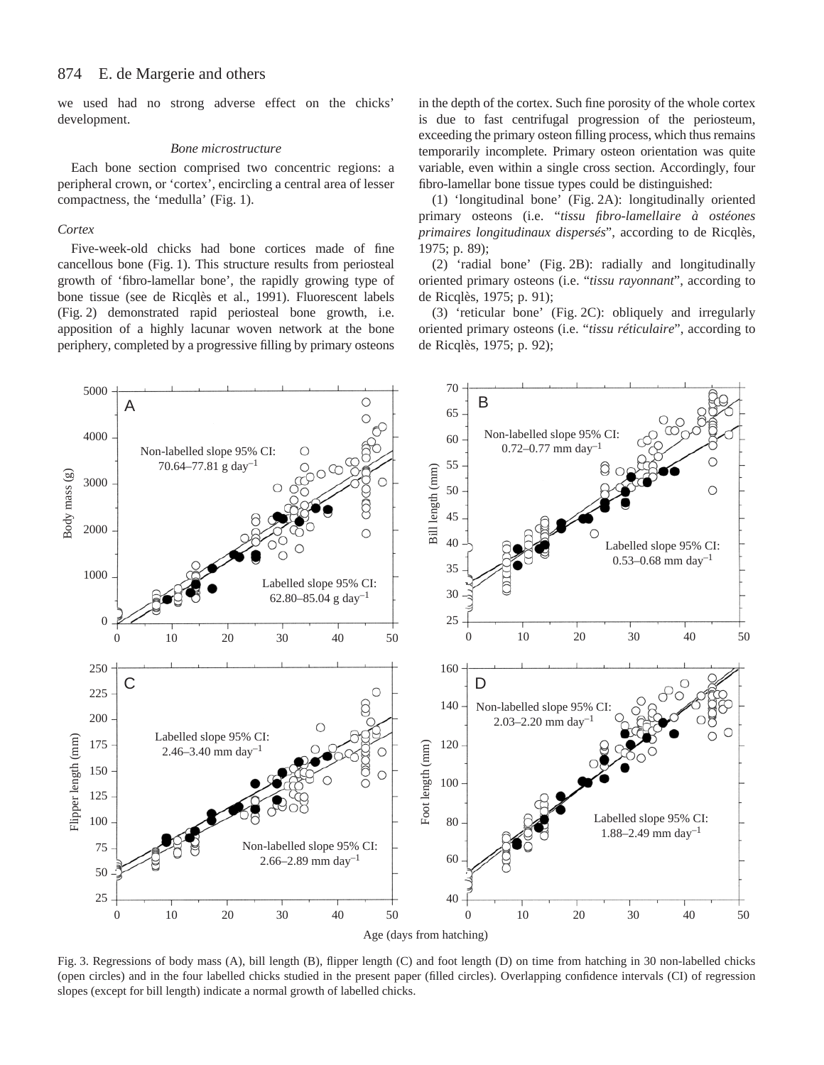we used had no strong adverse effect on the chicks' development.

### Bone microstructure

Each bone section comprised two concentric regions: a peripheral crown, or 'cortex', encircling a central area of lesser compactness, the 'medulla' (Fig. 1).

#### *Cortex*

Five-week-old chicks had bone cortices made of fine cancellous bone (Fig. 1). This structure results from periosteal growth of 'fibro-lamellar bone', the rapidly growing type of bone tissue (see de Ricqlès et al., 1991). Fluorescent labels (Fig. 2) demonstrated rapid periosteal bone growth, i.e. apposition of a highly lacunar woven network at the bone periphery, completed by a progressive filling by primary osteons in the depth of the cortex. Such fine porosity of the whole cortex is due to fast centrifugal progression of the periosteum, exceeding the primary osteon filling process, which thus remains temporarily incomplete. Primary osteon orientation was quite variable, even within a single cross section. Accordingly, four fibro-lamellar bone tissue types could be distinguished:

(1) 'longitudinal bone' (Fig. 2A): longitudinally oriented primary osteons (i.e. "*tissu fibro-lamellaire à ostéones primaires longitudinaux dispersés*", according to de Ricqlès, 1975; p. 89);

(2) 'radial bone' (Fig. 2B): radially and longitudinally oriented primary osteons (i.e. "*tissu rayonnant*", according to de Ricqlès, 1975; p. 91);

(3) 'reticular bone' (Fig. 2C): obliquely and irregularly oriented primary osteons (i.e. "*tissu réticulaire*", according to de Ricqlès, 1975; p. 92);

Fig. 3. Regressions of body mass (A), bill length (B), flipper length (C) and foot length (D) on time from hatching in 30 non-labelled chicks (open circles) and in the four labelled chicks studied in the present paper (filled circles). Overlapping confidence intervals (CI) of regression slopes (except for bill length) indicate a normal growth of labelled chicks.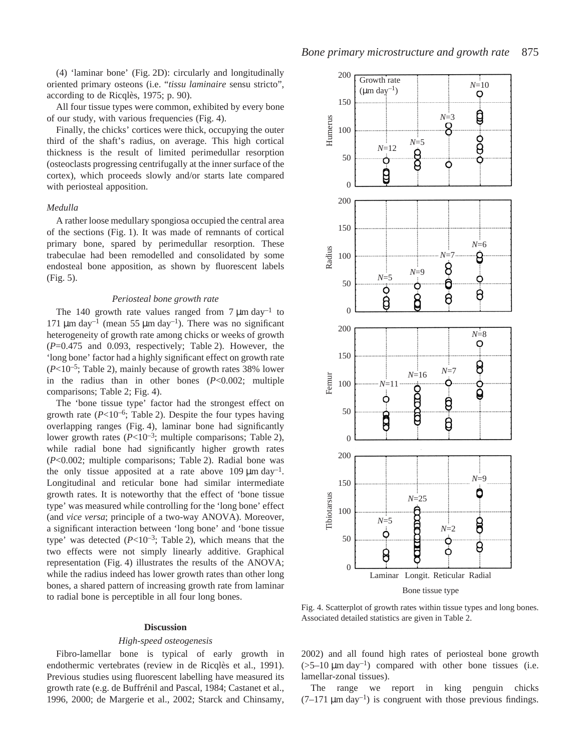(4) 'laminar bone' (Fig. 2D): circularly and longitudinally oriented primary osteons (i.e. "*tissu laminaire* sensu stricto", according to de Ricqlès, 1975; p. 90).

All four tissue types were common, exhibited by every bone of our study, with various frequencies (Fig. 4).

Finally, the chicks' cortices were thick, occupying the outer third of the shaft's radius, on average. This high cortical thickness is the result of limited perimedullar resorption (osteoclasts progressing centrifugally at the inner surface of the cortex), which proceeds slowly and/or starts late compared with periosteal apposition.

### *Medulla*

A rather loose medullary spongiosa occupied the central area of the sections (Fig. 1). It was made of remnants of cortical primary bone, spared by perimedullar resorption. These trabeculae had been remodelled and consolidated by some endosteal bone apposition, as shown by fluorescent labels (Fig. 5).

### *Periosteal bone growth rate*

The 140 growth rate values ranged from 7 μm day$^{-1}$ to 171 μm day$^{-1}$ (mean 55 μm day$^{-1}$). There was no significant heterogeneity of growth rate among chicks or weeks of growth ($P$=0.475 and 0.093, respectively; Table 2). However, the 'long bone' factor had a highly significant effect on growth rate ($P$<10$^{-5}$; Table 2), mainly because of growth rates 38% lower in the radius than in other bones ($P$<0.002; multiple comparisons; Table 2; Fig. 4).

The 'bone tissue type' factor had the strongest effect on growth rate ($P$<10$^{-6}$; Table 2). Despite the four types having overlapping ranges (Fig. 4), laminar bone had significantly lower growth rates ($P$<10$^{-3}$; multiple comparisons; Table 2), while radial bone had significantly higher growth rates ($P$<0.002; multiple comparisons; Table 2). Radial bone was the only tissue apposited at a rate above 109 μm day$^{-1}$. Longitudinal and reticular bone had similar intermediate growth rates. It is noteworthy that the effect of 'bone tissue type' was measured while controlling for the 'long bone' effect (and *vice versa*; principle of a two-way ANOVA). Moreover, a significant interaction between 'long bone' and 'bone tissue type' was detected ($P$<10$^{-3}$; Table 2), which means that the two effects were not simply linearly additive. Graphical representation (Fig. 4) illustrates the results of the ANOVA; while the radius indeed has lower growth rates than other long bones, a shared pattern of increasing growth rate from laminar to radial bone is perceptible in all four long bones.

Fig. 4. Scatterplot of growth rates within tissue types and long bones. Associated detailed statistics are given in Table 2.

## Discussion

### *High-speed osteogenesis*

Fibro-lamellar bone is typical of early growth in endothermic vertebrates (review in de Ricqlès et al., 1991). Previous studies using fluorescent labelling have measured its growth rate (e.g. de Buffrénil and Pascal, 1984; Castanet et al., 1996, 2000; de Margerie et al., 2002; Starck and Chinsamy, 2002) and all found high rates of periosteal bone growth (>5–10 μm day$^{-1}$) compared with other bone tissues (i.e. lamellar-zonal tissues).

The range we report in king penguin chicks (7–171 μm day$^{-1}$) is congruent with those previous findings.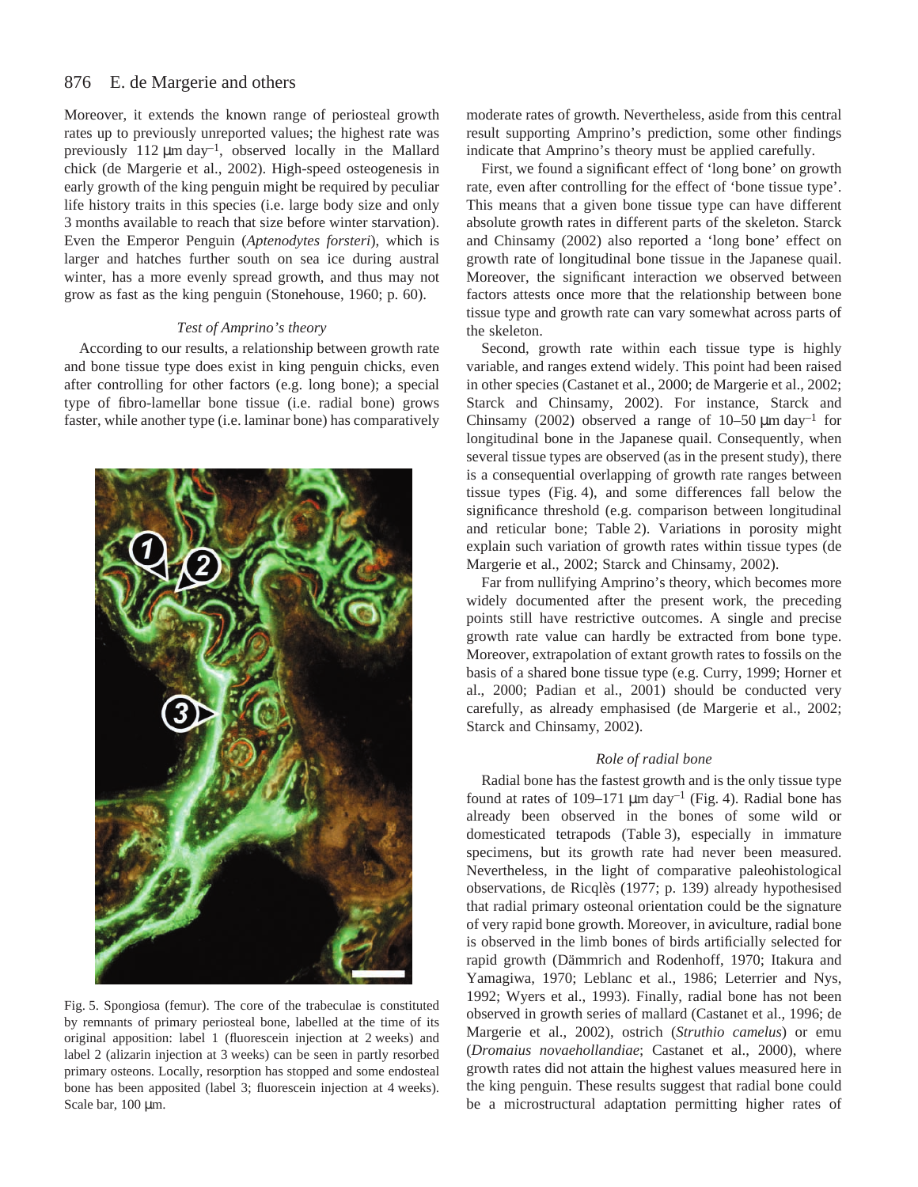Moreover, it extends the known range of periosteal growth rates up to previously unreported values; the highest rate was previously 112 μm day$^{-1}$, observed locally in the Mallard chick (de Margerie et al., 2002). High-speed osteogenesis in early growth of the king penguin might be required by peculiar life history traits in this species (i.e. large body size and only 3 months available to reach that size before winter starvation). Even the Emperor Penguin (*Aptenodytes forsteri*), which is larger and hatches further south on sea ice during austral winter, has a more evenly spread growth, and thus may not grow as fast as the king penguin (Stonehouse, 1960; p. 60).

### *Test of Amprino's theory*

According to our results, a relationship between growth rate and bone tissue type does exist in king penguin chicks, even after controlling for other factors (e.g. long bone); a special type of fibro-lamellar bone tissue (i.e. radial bone) grows faster, while another type (i.e. laminar bone) has comparatively moderate rates of growth. Nevertheless, aside from this central result supporting Amprino's prediction, some other findings indicate that Amprino's theory must be applied carefully.

Fig. 5. Spongiosa (femur). The core of the trabeculae is constituted by remnants of primary periosteal bone, labelled at the time of its original apposition: label 1 (fluorescein injection at 2 weeks) and label 2 (alizarin injection at 3 weeks) can be seen in partly resorbed primary osteons. Locally, resorption has stopped and some endosteal bone has been apposited (label 3; fluorescein injection at 4 weeks). Scale bar, 100 μm.

First, we found a significant effect of 'long bone' on growth rate, even after controlling for the effect of 'bone tissue type'. This means that a given bone tissue type can have different absolute growth rates in different parts of the skeleton. Starck and Chinsamy (2002) also reported a 'long bone' effect on growth rate of longitudinal bone tissue in the Japanese quail. Moreover, the significant interaction we observed between factors attests once more that the relationship between bone tissue type and growth rate can vary somewhat across parts of the skeleton.

Second, growth rate within each tissue type is highly variable, and ranges extend widely. This point had been raised in other species (Castanet et al., 2000; de Margerie et al., 2002; Starck and Chinsamy, 2002). For instance, Starck and Chinsamy (2002) observed a range of 10–50 μm day$^{-1}$ for longitudinal bone in the Japanese quail. Consequently, when several tissue types are observed (as in the present study), there is a consequential overlapping of growth rate ranges between tissue types (Fig. 4), and some differences fall below the significance threshold (e.g. comparison between longitudinal and reticular bone; Table 2). Variations in porosity might explain such variation of growth rates within tissue types (de Margerie et al., 2002; Starck and Chinsamy, 2002).

Far from nullifying Amprino's theory, which becomes more widely documented after the present work, the preceding points still have restrictive outcomes. A single and precise growth rate value can hardly be extracted from bone type. Moreover, extrapolation of extant growth rates to fossils on the basis of a shared bone tissue type (e.g. Curry, 1999; Horner et al., 2000; Padian et al., 2001) should be conducted very carefully, as already emphasised (de Margerie et al., 2002; Starck and Chinsamy, 2002).

### *Role of radial bone*

Radial bone has the fastest growth and is the only tissue type found at rates of 109–171 μm day$^{-1}$ (Fig. 4). Radial bone has already been observed in the bones of some wild or domesticated tetrapods (Table 3), especially in immature specimens, but its growth rate had never been measured. Nevertheless, in the light of comparative paleohistological observations, de Ricqlès (1977; p. 139) already hypothesised that radial primary osteonal orientation could be the signature of very rapid bone growth. Moreover, in aviculture, radial bone is observed in the limb bones of birds artificially selected for rapid growth (Dämmrich and Rodenhoff, 1970; Itakura and Yamagiwa, 1970; Leblanc et al., 1986; Leterrier and Nys, 1992; Wyers et al., 1993). Finally, radial bone has not been observed in growth series of mallard (Castanet et al., 1996; de Margerie et al., 2002), ostrich (*Struthio camelus*) or emu (*Dromaius novaehollandiae*; Castanet et al., 2000), where growth rates did not attain the highest values measured here in the king penguin. These results suggest that radial bone could be a microstructural adaptation permitting higher rates of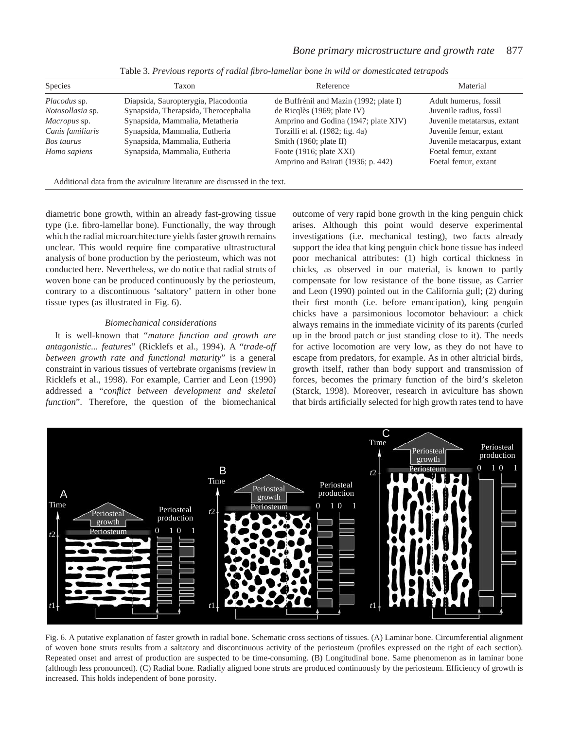Table 3. *Previous reports of radial fibro-lamellar bone in wild or domesticated tetrapods*

| Species | Taxon | Reference | Material |
|---|---|---|---|
| *Placodus* sp. | Diapsida, Sauropterygia, Placodontia | de Buffrénil and Mazin (1992; plate I) | Adult humerus, fossil |
| *Notosollasia* sp. | Synapsida, Therapsida, Therocephalia | de Ricqlès (1969; plate IV) | Juvenile radius, fossil |
| *Macropus* sp. | Synapsida, Mammalia, Metatheria | Amprino and Godina (1947; plate XIV) | Juvenile metatarsus, extant |
| *Canis familiaris* | Synapsida, Mammalia, Eutheria | Torzilli et al. (1982; fig. 4a) | Juvenile femur, extant |
| *Bos taurus* | Synapsida, Mammalia, Eutheria | Smith (1960; plate II) | Juvenile metacarpus, extant |
| *Homo sapiens* | Synapsida, Mammalia, Eutheria | Foote (1916; plate XXI) | Foetal femur, extant |
| | | Amprino and Bairati (1936; p. 442) | Foetal femur, extant |

Additional data from the aviculture literature are discussed in the text.

diametric bone growth, within an already fast-growing tissue type (i.e. fibro-lamellar bone). Functionally, the way through which the radial microarchitecture yields faster growth remains unclear. This would require fine comparative ultrastructural analysis of bone production by the periosteum, which was not conducted here. Nevertheless, we do notice that radial struts of woven bone can be produced continuously by the periosteum, contrary to a discontinuous 'saltatory' pattern in other bone tissue types (as illustrated in Fig. 6).

### *Biomechanical considerations*

It is well-known that "*mature function and growth are antagonistic... features*" (Ricklefs et al., 1994). A "*trade-off between growth rate and functional maturity*" is a general constraint in various tissues of vertebrate organisms (review in Ricklefs et al., 1998). For example, Carrier and Leon (1990) addressed a "*conflict between development and skeletal function*". Therefore, the question of the biomechanical outcome of very rapid bone growth in the king penguin chick arises. Although this point would deserve experimental investigations (i.e. mechanical testing), two facts already support the idea that king penguin chick bone tissue has indeed poor mechanical attributes: (1) high cortical thickness in chicks, as observed in our material, is known to partly compensate for low resistance of the bone tissue, as Carrier and Leon (1990) pointed out in the California gull; (2) during their first month (i.e. before emancipation), king penguin chicks have a parsimonious locomotor behaviour: a chick always remains in the immediate vicinity of its parents (curled up in the brood patch or just standing close to it). The needs for active locomotion are very low, as they do not have to escape from predators, for example. As in other altricial birds, growth itself, rather than body support and transmission of forces, becomes the primary function of the bird's skeleton (Starck, 1998). Moreover, research in aviculture has shown that birds artificially selected for high growth rates tend to have

Fig. 6. A putative explanation of faster growth in radial bone. Schematic cross sections of tissues. (A) Laminar bone. Circumferential alignment of woven bone struts results from a saltatory and discontinuous activity of the periosteum (profiles expressed on the right of each section). Repeated onset and arrest of production are suspected to be time-consuming. (B) Longitudinal bone. Same phenomenon as in laminar bone (although less pronounced). (C) Radial bone. Radially aligned bone struts are produced continuously by the periosteum. Efficiency of growth is increased. This holds independent of bone porosity.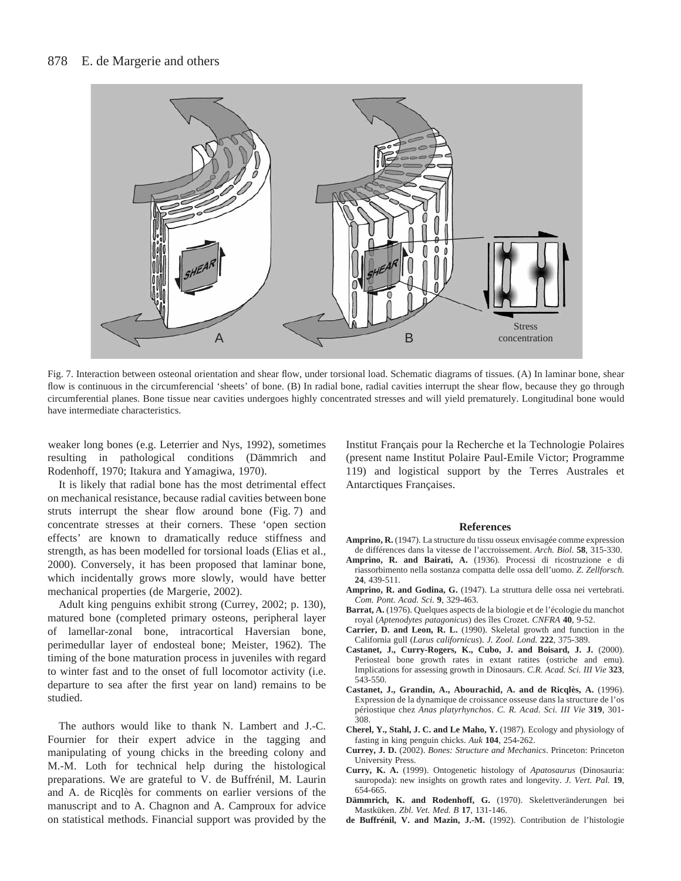Fig. 7. Interaction between osteonal orientation and shear flow, under torsional load. Schematic diagrams of tissues. (A) In laminar bone, shear flow is continuous in the circumferencial 'sheets' of bone. (B) In radial bone, radial cavities interrupt the shear flow, because they go through circumferential planes. Bone tissue near cavities undergoes highly concentrated stresses and will yield prematurely. Longitudinal bone would have intermediate characteristics.

weaker long bones (e.g. Leterrier and Nys, 1992), sometimes resulting in pathological conditions (Dämmrich and Rodenhoff, 1970; Itakura and Yamagiwa, 1970).

It is likely that radial bone has the most detrimental effect on mechanical resistance, because radial cavities between bone struts interrupt the shear flow around bone (Fig. 7) and concentrate stresses at their corners. These 'open section effects' are known to dramatically reduce stiffness and strength, as has been modelled for torsional loads (Elias et al., 2000). Conversely, it has been proposed that laminar bone, which incidentally grows more slowly, would have better mechanical properties (de Margerie, 2002).

Adult king penguins exhibit strong (Currey, 2002; p. 130), matured bone (completed primary osteons, peripheral layer of lamellar-zonal bone, intracortical Haversian bone, perimedullar layer of endosteal bone; Meister, 1962). The timing of the bone maturation process in juveniles with regard to winter fast and to the onset of full locomotor activity (i.e. departure to sea after the first year on land) remains to be studied.

The authors would like to thank N. Lambert and J.-C. Fournier for their expert advice in the tagging and manipulating of young chicks in the breeding colony and M.-M. Loth for technical help during the histological preparations. We are grateful to V. de Buffrénil, M. Laurin and A. de Ricqlès for comments on earlier versions of the manuscript and to A. Chagnon and A. Camproux for advice on statistical methods. Financial support was provided by the Institut Français pour la Recherche et la Technologie Polaires (present name Institut Polaire Paul-Emile Victor; Programme 119) and logistical support by the Terres Australes et Antarctiques Françaises.

## References

**Amprino, R.** (1947). La structure du tissu osseux envisagée comme expression de différences dans la vitesse de l'accroissement. *Arch. Biol.* **58**, 315-330.

**Amprino, R. and Bairati, A.** (1936). Processi di ricostruzione e di riassorbimento nella sostanza compatta delle ossa dell'uomo. *Z. Zellforsch.* **24**, 439-511.

**Amprino, R. and Godina, G.** (1947). La struttura delle ossa nei vertebrati. *Com. Pont. Acad. Sci.* **9**, 329-463.

**Barrat, A.** (1976). Quelques aspects de la biologie et de l'écologie du manchot royal (*Aptenodytes patagonicus*) des îles Crozet. *CNFRA* **40**, 9-52.

**Carrier, D. and Leon, R. L.** (1990). Skeletal growth and function in the California gull (*Larus californicus*). *J. Zool. Lond.* **222**, 375-389.

**Castanet, J., Curry-Rogers, K., Cubo, J. and Boisard, J. J.** (2000). Periosteal bone growth rates in extant ratites (ostriche and emu). Implications for assessing growth in Dinosaurs. *C.R. Acad. Sci. III Vie* **323**, 543-550.

**Castanet, J., Grandin, A., Abourachid, A. and de Ricqlès, A.** (1996). Expression de la dynamique de croissance osseuse dans la structure de l'os périostique chez *Anas platyrhynchos*. *C. R. Acad. Sci. III Vie* **319**, 301-308.

**Cherel, Y., Stahl, J. C. and Le Maho, Y.** (1987). Ecology and physiology of fasting in king penguin chicks. *Auk* **104**, 254-262.

**Currey, J. D.** (2002). *Bones: Structure and Mechanics*. Princeton: Princeton University Press.

**Curry, K. A.** (1999). Ontogenetic histology of *Apatosaurus* (Dinosauria: sauropoda): new insights on growth rates and longevity. *J. Vert. Pal.* **19**, 654-665.

**Dämmrich, K. and Rodenhoff, G.** (1970). Skelettveränderungen bei Mastküken. *Zbl. Vet. Med. B* **17**, 131-146.

**de Buffrénil, V. and Mazin, J.-M.** (1992). Contribution de l'histologie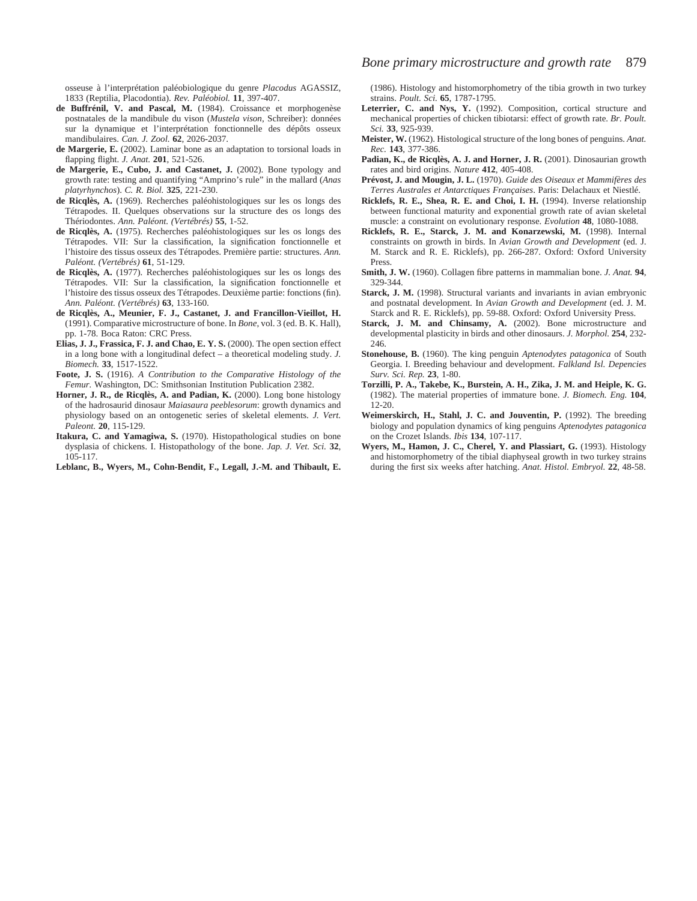osseuse à l'interprétation paléobiologique du genre *Placodus* AGASSIZ, 1833 (Reptilia, Placodontia). *Rev. Paléobiol.* **11**, 397-407.

**de Buffrénil, V. and Pascal, M.** (1984). Croissance et morphogenèse postnatales de la mandibule du vison (*Mustela vison*, Schreiber): données sur la dynamique et l'interprétation fonctionnelle des dépôts osseux mandibulaires. *Can. J. Zool.* **62**, 2026-2037.

**de Margerie, E.** (2002). Laminar bone as an adaptation to torsional loads in flapping flight. *J. Anat.* **201**, 521-526.

**de Margerie, E., Cubo, J. and Castanet, J.** (2002). Bone typology and growth rate: testing and quantifying "Amprino's rule" in the mallard (*Anas platyrhynchos*). *C. R. Biol.* **325**, 221-230.

**de Ricqlès, A.** (1969). Recherches paléohistologiques sur les os longs des Tétrapodes. II. Quelques observations sur la structure des os longs des Thériodontes. *Ann. Paléont. (Vertébrés)* **55**, 1-52.

**de Ricqlès, A.** (1975). Recherches paléohistologiques sur les os longs des Tétrapodes. VII: Sur la classification, la signification fonctionnelle et l'histoire des tissus osseux des Tétrapodes. Première partie: structures. *Ann. Paléont. (Vertébrés)* **61**, 51-129.

**de Ricqlès, A.** (1977). Recherches paléohistologiques sur les os longs des Tétrapodes. VII: Sur la classification, la signification fonctionnelle et l'histoire des tissus osseux des Tétrapodes. Deuxième partie: fonctions (fin). *Ann. Paléont. (Vertébrés)* **63**, 133-160.

**de Ricqlès, A., Meunier, F. J., Castanet, J. and Francillon-Vieillot, H.** (1991). Comparative microstructure of bone. In *Bone*, vol. 3 (ed. B. K. Hall), pp. 1-78. Boca Raton: CRC Press.

**Elias, J. J., Frassica, F. J. and Chao, E. Y. S.** (2000). The open section effect in a long bone with a longitudinal defect – a theoretical modeling study. *J. Biomech.* **33**, 1517-1522.

**Foote, J. S.** (1916). *A Contribution to the Comparative Histology of the Femur.* Washington, DC: Smithsonian Institution Publication 2382.

**Horner, J. R., de Ricqlès, A. and Padian, K.** (2000). Long bone histology of the hadrosaurid dinosaur *Maiasaura peeblesorum*: growth dynamics and physiology based on an ontogenetic series of skeletal elements. *J. Vert. Paleont.* **20**, 115-129.

**Itakura, C. and Yamagiwa, S.** (1970). Histopathological studies on bone dysplasia of chickens. I. Histopathology of the bone. *Jap. J. Vet. Sci.* **32**, 105-117.

**Leblanc, B., Wyers, M., Cohn-Bendit, F., Legall, J.-M. and Thibault, E.** (1986). Histology and histomorphometry of the tibia growth in two turkey strains. *Poult. Sci.* **65**, 1787-1795.

**Leterrier, C. and Nys, Y.** (1992). Composition, cortical structure and mechanical properties of chicken tibiotarsi: effect of growth rate. *Br. Poult. Sci.* **33**, 925-939.

**Meister, W.** (1962). Histological structure of the long bones of penguins. *Anat. Rec.* **143**, 377-386.

**Padian, K., de Ricqlès, A. J. and Horner, J. R.** (2001). Dinosaurian growth rates and bird origins. *Nature* **412**, 405-408.

**Prévost, J. and Mougin, J. L.** (1970). *Guide des Oiseaux et Mammifères des Terres Australes et Antarctiques Françaises*. Paris: Delachaux et Niestlé.

**Ricklefs, R. E., Shea, R. E. and Choi, I. H.** (1994). Inverse relationship between functional maturity and exponential growth rate of avian skeletal muscle: a constraint on evolutionary response. *Evolution* **48**, 1080-1088.

**Ricklefs, R. E., Starck, J. M. and Konarzewski, M.** (1998). Internal constraints on growth in birds. In *Avian Growth and Development* (ed. J. M. Starck and R. E. Ricklefs), pp. 266-287. Oxford: Oxford University Press.

**Smith, J. W.** (1960). Collagen fibre patterns in mammalian bone. *J. Anat.* **94**, 329-344.

**Starck, J. M.** (1998). Structural variants and invariants in avian embryonic and postnatal development. In *Avian Growth and Development* (ed. J. M. Starck and R. E. Ricklefs), pp. 59-88. Oxford: Oxford University Press.

**Starck, J. M. and Chinsamy, A.** (2002). Bone microstructure and developmental plasticity in birds and other dinosaurs. *J. Morphol.* **254**, 232-246.

**Stonehouse, B.** (1960). The king penguin *Aptenodytes patagonica* of South Georgia. I. Breeding behaviour and development. *Falkland Isl. Depencies Surv. Sci. Rep.* **23**, 1-80.

**Torzilli, P. A., Takebe, K., Burstein, A. H., Zika, J. M. and Heiple, K. G.** (1982). The material properties of immature bone. *J. Biomech. Eng.* **104**, 12-20.

**Weimerskirch, H., Stahl, J. C. and Jouventin, P.** (1992). The breeding biology and population dynamics of king penguins *Aptenodytes patagonica* on the Crozet Islands. *Ibis* **134**, 107-117.

**Wyers, M., Hamon, J. C., Cherel, Y. and Plassiart, G.** (1993). Histology and histomorphometry of the tibial diaphyseal growth in two turkey strains during the first six weeks after hatching. *Anat. Histol. Embryol.* **22**, 48-58.